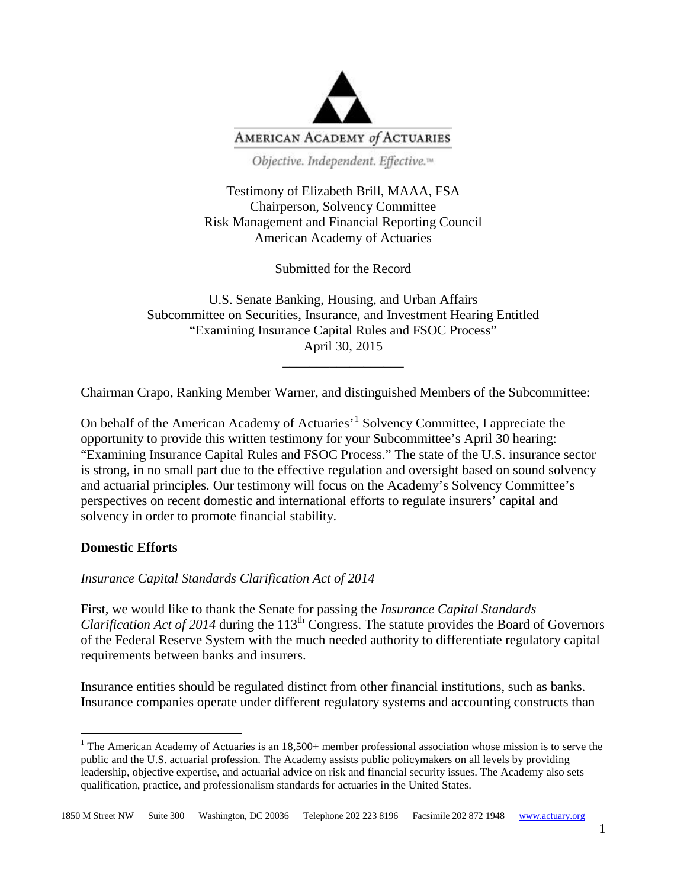AMERICAN ACADEMY *of* ACTUARIES

*Objective. Independent. Effective.™*

Testimony of Elizabeth Brill, MAAA, FSA
Chairperson, Solvency Committee
Risk Management and Financial Reporting Council
American Academy of Actuaries

Submitted for the Record

U.S. Senate Banking, Housing, and Urban Affairs
Subcommittee on Securities, Insurance, and Investment Hearing Entitled
"Examining Insurance Capital Rules and FSOC Process"
April 30, 2015

---

Chairman Crapo, Ranking Member Warner, and distinguished Members of the Subcommittee:

On behalf of the American Academy of Actuaries'[1] Solvency Committee, I appreciate the opportunity to provide this written testimony for your Subcommittee's April 30 hearing: "Examining Insurance Capital Rules and FSOC Process." The state of the U.S. insurance sector is strong, in no small part due to the effective regulation and oversight based on sound solvency and actuarial principles. Our testimony will focus on the Academy's Solvency Committee's perspectives on recent domestic and international efforts to regulate insurers' capital and solvency in order to promote financial stability.

**Domestic Efforts**

*Insurance Capital Standards Clarification Act of 2014*

First, we would like to thank the Senate for passing the *Insurance Capital Standards Clarification Act of 2014* during the 113th Congress. The statute provides the Board of Governors of the Federal Reserve System with the much needed authority to differentiate regulatory capital requirements between banks and insurers.

Insurance entities should be regulated distinct from other financial institutions, such as banks. Insurance companies operate under different regulatory systems and accounting constructs than

[1] The American Academy of Actuaries is an 18,500+ member professional association whose mission is to serve the public and the U.S. actuarial profession. The Academy assists public policymakers on all levels by providing leadership, objective expertise, and actuarial advice on risk and financial security issues. The Academy also sets qualification, practice, and professionalism standards for actuaries in the United States.

1850 M Street NW Suite 300 Washington, DC 20036 Telephone 202 223 8196 Facsimile 202 872 1948 www.actuary.org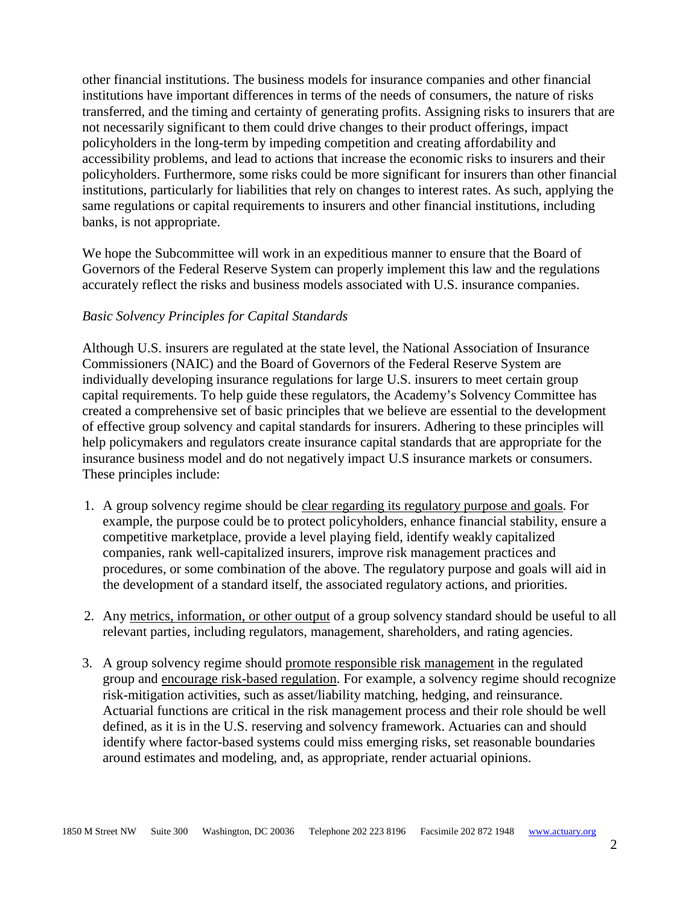other financial institutions. The business models for insurance companies and other financial institutions have important differences in terms of the needs of consumers, the nature of risks transferred, and the timing and certainty of generating profits. Assigning risks to insurers that are not necessarily significant to them could drive changes to their product offerings, impact policyholders in the long-term by impeding competition and creating affordability and accessibility problems, and lead to actions that increase the economic risks to insurers and their policyholders. Furthermore, some risks could be more significant for insurers than other financial institutions, particularly for liabilities that rely on changes to interest rates. As such, applying the same regulations or capital requirements to insurers and other financial institutions, including banks, is not appropriate.

We hope the Subcommittee will work in an expeditious manner to ensure that the Board of Governors of the Federal Reserve System can properly implement this law and the regulations accurately reflect the risks and business models associated with U.S. insurance companies.

*Basic Solvency Principles for Capital Standards*

Although U.S. insurers are regulated at the state level, the National Association of Insurance Commissioners (NAIC) and the Board of Governors of the Federal Reserve System are individually developing insurance regulations for large U.S. insurers to meet certain group capital requirements. To help guide these regulators, the Academy's Solvency Committee has created a comprehensive set of basic principles that we believe are essential to the development of effective group solvency and capital standards for insurers. Adhering to these principles will help policymakers and regulators create insurance capital standards that are appropriate for the insurance business model and do not negatively impact U.S insurance markets or consumers. These principles include:

1. A group solvency regime should be <u>clear regarding its regulatory purpose and goals</u>. For example, the purpose could be to protect policyholders, enhance financial stability, ensure a competitive marketplace, provide a level playing field, identify weakly capitalized companies, rank well-capitalized insurers, improve risk management practices and procedures, or some combination of the above. The regulatory purpose and goals will aid in the development of a standard itself, the associated regulatory actions, and priorities.

2. Any <u>metrics, information, or other output</u> of a group solvency standard should be useful to all relevant parties, including regulators, management, shareholders, and rating agencies.

3. A group solvency regime should <u>promote responsible risk management</u> in the regulated group and <u>encourage risk-based regulation</u>. For example, a solvency regime should recognize risk-mitigation activities, such as asset/liability matching, hedging, and reinsurance. Actuarial functions are critical in the risk management process and their role should be well defined, as it is in the U.S. reserving and solvency framework. Actuaries can and should identify where factor-based systems could miss emerging risks, set reasonable boundaries around estimates and modeling, and, as appropriate, render actuarial opinions.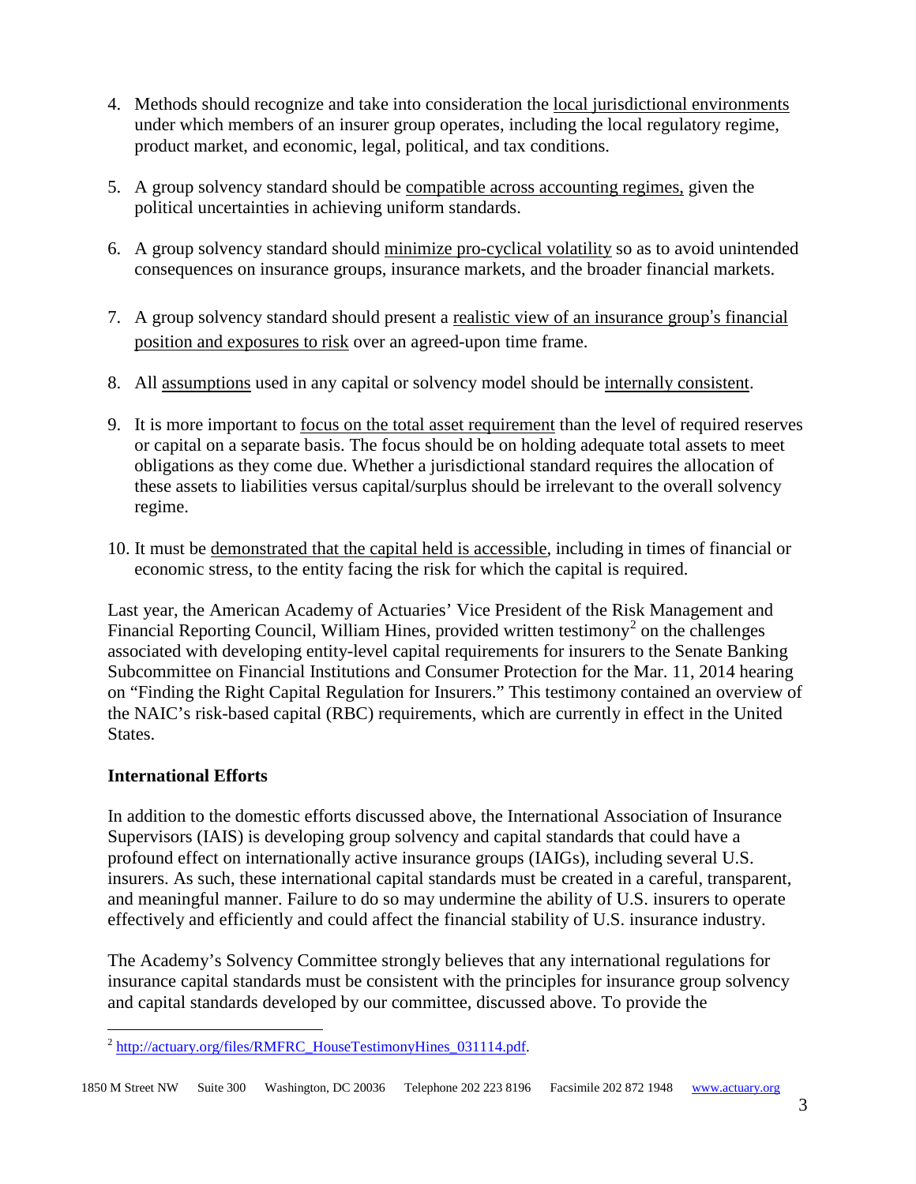4. Methods should recognize and take into consideration the <u>local jurisdictional environments</u> under which members of an insurer group operates, including the local regulatory regime, product market, and economic, legal, political, and tax conditions.

5. A group solvency standard should be <u>compatible across accounting regimes,</u> given the political uncertainties in achieving uniform standards.

6. A group solvency standard should <u>minimize pro-cyclical volatility</u> so as to avoid unintended consequences on insurance groups, insurance markets, and the broader financial markets.

7. A group solvency standard should present a <u>realistic view of an insurance group's financial position and exposures to risk</u> over an agreed-upon time frame.

8. All <u>assumptions</u> used in any capital or solvency model should be <u>internally consistent</u>.

9. It is more important to <u>focus on the total asset requirement</u> than the level of required reserves or capital on a separate basis. The focus should be on holding adequate total assets to meet obligations as they come due. Whether a jurisdictional standard requires the allocation of these assets to liabilities versus capital/surplus should be irrelevant to the overall solvency regime.

10. It must be <u>demonstrated that the capital held is accessible</u>, including in times of financial or economic stress, to the entity facing the risk for which the capital is required.

Last year, the American Academy of Actuaries' Vice President of the Risk Management and Financial Reporting Council, William Hines, provided written testimony[2] on the challenges associated with developing entity-level capital requirements for insurers to the Senate Banking Subcommittee on Financial Institutions and Consumer Protection for the Mar. 11, 2014 hearing on "Finding the Right Capital Regulation for Insurers." This testimony contained an overview of the NAIC's risk-based capital (RBC) requirements, which are currently in effect in the United States.

**International Efforts**

In addition to the domestic efforts discussed above, the International Association of Insurance Supervisors (IAIS) is developing group solvency and capital standards that could have a profound effect on internationally active insurance groups (IAIGs), including several U.S. insurers. As such, these international capital standards must be created in a careful, transparent, and meaningful manner. Failure to do so may undermine the ability of U.S. insurers to operate effectively and efficiently and could affect the financial stability of U.S. insurance industry.

The Academy's Solvency Committee strongly believes that any international regulations for insurance capital standards must be consistent with the principles for insurance group solvency and capital standards developed by our committee, discussed above. To provide the

[2] http://actuary.org/files/RMFRC_HouseTestimonyHines_031114.pdf.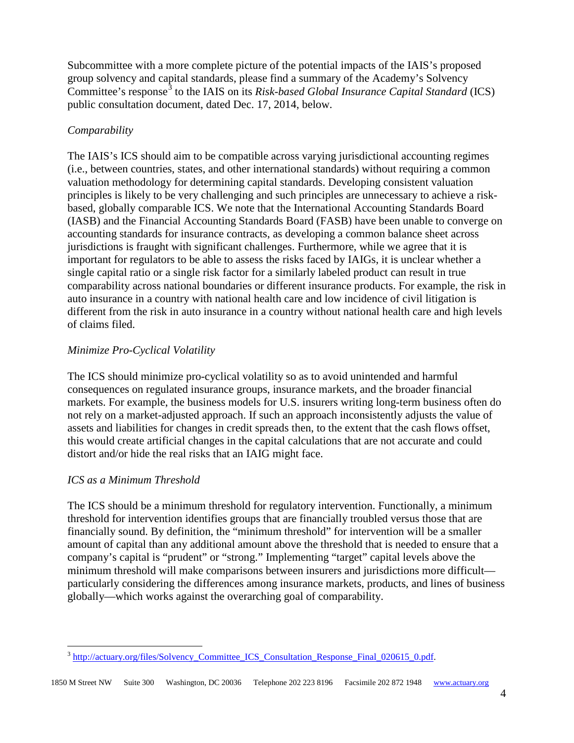Subcommittee with a more complete picture of the potential impacts of the IAIS's proposed group solvency and capital standards, please find a summary of the Academy's Solvency Committee's response[3] to the IAIS on its *Risk-based Global Insurance Capital Standard* (ICS) public consultation document, dated Dec. 17, 2014, below.

*Comparability*

The IAIS's ICS should aim to be compatible across varying jurisdictional accounting regimes (i.e., between countries, states, and other international standards) without requiring a common valuation methodology for determining capital standards. Developing consistent valuation principles is likely to be very challenging and such principles are unnecessary to achieve a risk-based, globally comparable ICS. We note that the International Accounting Standards Board (IASB) and the Financial Accounting Standards Board (FASB) have been unable to converge on accounting standards for insurance contracts, as developing a common balance sheet across jurisdictions is fraught with significant challenges. Furthermore, while we agree that it is important for regulators to be able to assess the risks faced by IAIGs, it is unclear whether a single capital ratio or a single risk factor for a similarly labeled product can result in true comparability across national boundaries or different insurance products. For example, the risk in auto insurance in a country with national health care and low incidence of civil litigation is different from the risk in auto insurance in a country without national health care and high levels of claims filed.

*Minimize Pro-Cyclical Volatility*

The ICS should minimize pro-cyclical volatility so as to avoid unintended and harmful consequences on regulated insurance groups, insurance markets, and the broader financial markets. For example, the business models for U.S. insurers writing long-term business often do not rely on a market-adjusted approach. If such an approach inconsistently adjusts the value of assets and liabilities for changes in credit spreads then, to the extent that the cash flows offset, this would create artificial changes in the capital calculations that are not accurate and could distort and/or hide the real risks that an IAIG might face.

*ICS as a Minimum Threshold*

The ICS should be a minimum threshold for regulatory intervention. Functionally, a minimum threshold for intervention identifies groups that are financially troubled versus those that are financially sound. By definition, the "minimum threshold" for intervention will be a smaller amount of capital than any additional amount above the threshold that is needed to ensure that a company's capital is "prudent" or "strong." Implementing "target" capital levels above the minimum threshold will make comparisons between insurers and jurisdictions more difficult—particularly considering the differences among insurance markets, products, and lines of business globally—which works against the overarching goal of comparability.

---

[3] http://actuary.org/files/Solvency_Committee_ICS_Consultation_Response_Final_020615_0.pdf.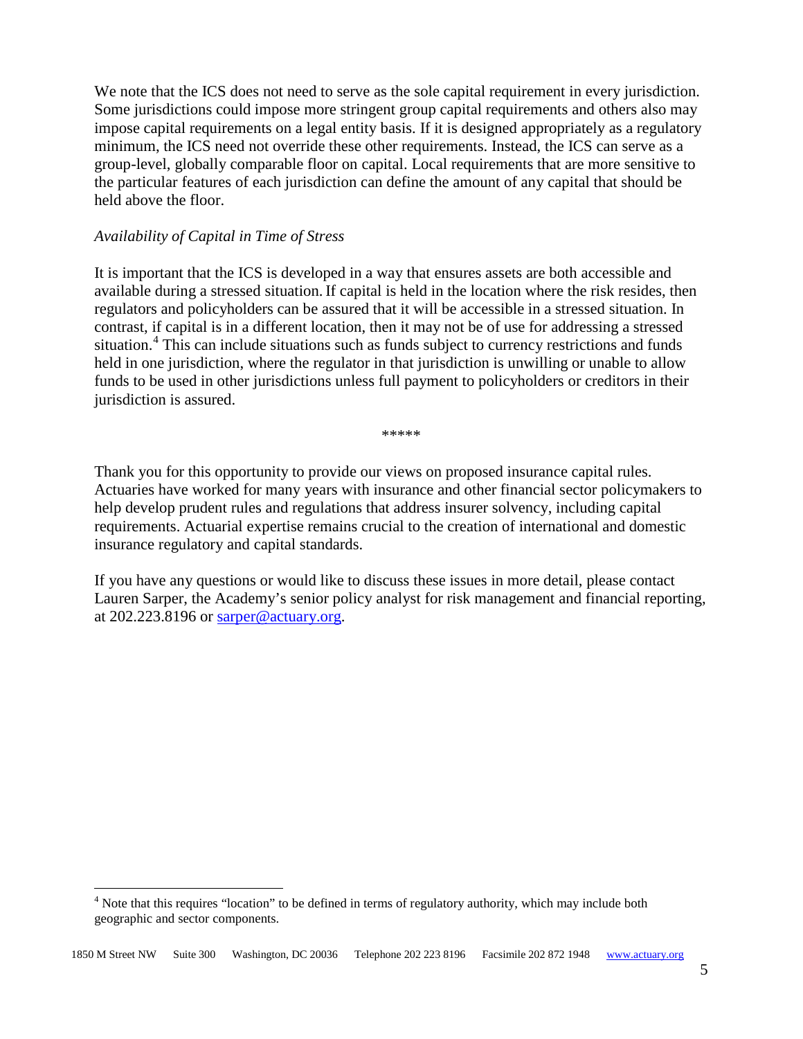We note that the ICS does not need to serve as the sole capital requirement in every jurisdiction. Some jurisdictions could impose more stringent group capital requirements and others also may impose capital requirements on a legal entity basis. If it is designed appropriately as a regulatory minimum, the ICS need not override these other requirements. Instead, the ICS can serve as a group-level, globally comparable floor on capital. Local requirements that are more sensitive to the particular features of each jurisdiction can define the amount of any capital that should be held above the floor.

*Availability of Capital in Time of Stress*

It is important that the ICS is developed in a way that ensures assets are both accessible and available during a stressed situation. If capital is held in the location where the risk resides, then regulators and policyholders can be assured that it will be accessible in a stressed situation. In contrast, if capital is in a different location, then it may not be of use for addressing a stressed situation.[4] This can include situations such as funds subject to currency restrictions and funds held in one jurisdiction, where the regulator in that jurisdiction is unwilling or unable to allow funds to be used in other jurisdictions unless full payment to policyholders or creditors in their jurisdiction is assured.

*****

Thank you for this opportunity to provide our views on proposed insurance capital rules. Actuaries have worked for many years with insurance and other financial sector policymakers to help develop prudent rules and regulations that address insurer solvency, including capital requirements. Actuarial expertise remains crucial to the creation of international and domestic insurance regulatory and capital standards.

If you have any questions or would like to discuss these issues in more detail, please contact Lauren Sarper, the Academy's senior policy analyst for risk management and financial reporting, at 202.223.8196 or sarper@actuary.org.

[4] Note that this requires "location" to be defined in terms of regulatory authority, which may include both geographic and sector components.